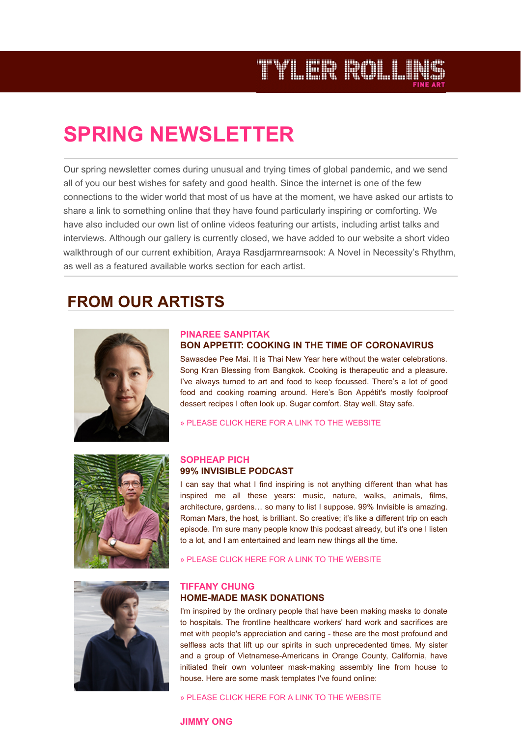TYLER ROLLINS FINE ART

# SPRING NEWSLETTER

Our spring newsletter comes during unusual and trying times of global pandemic, and we send all of you our best wishes for safety and good health. Since the internet is one of the few connections to the wider world that most of us have at the moment, we have asked our artists to share a link to something online that they have found particularly inspiring or comforting. We have also included our own list of online videos featuring our artists, including artist talks and interviews. Although our gallery is currently closed, we have added to our website a short video walkthrough of our current exhibition, Araya Rasdjarmrearnsook: A Novel in Necessity's Rhythm, as well as a featured available works section for each artist.

## FROM OUR ARTISTS

### PINAREE SANPITAK
**BON APPETIT: COOKING IN THE TIME OF CORONAVIRUS**

Sawasdee Pee Mai. It is Thai New Year here without the water celebrations. Song Kran Blessing from Bangkok. Cooking is therapeutic and a pleasure. I've always turned to art and food to keep focussed. There's a lot of good food and cooking roaming around. Here's Bon Appétit's mostly foolproof dessert recipes I often look up. Sugar comfort. Stay well. Stay safe.

» PLEASE CLICK HERE FOR A LINK TO THE WEBSITE

### SOPHEAP PICH
**99% INVISIBLE PODCAST**

I can say that what I find inspiring is not anything different than what has inspired me all these years: music, nature, walks, animals, films, architecture, gardens… so many to list I suppose. 99% Invisible is amazing. Roman Mars, the host, is brilliant. So creative; it's like a different trip on each episode. I'm sure many people know this podcast already, but it's one I listen to a lot, and I am entertained and learn new things all the time.

» PLEASE CLICK HERE FOR A LINK TO THE WEBSITE

### TIFFANY CHUNG
**HOME-MADE MASK DONATIONS**

I'm inspired by the ordinary people that have been making masks to donate to hospitals. The frontline healthcare workers' hard work and sacrifices are met with people's appreciation and caring - these are the most profound and selfless acts that lift up our spirits in such unprecedented times. My sister and a group of Vietnamese-Americans in Orange County, California, have initiated their own volunteer mask-making assembly line from house to house. Here are some mask templates I've found online:

» PLEASE CLICK HERE FOR A LINK TO THE WEBSITE

### JIMMY ONG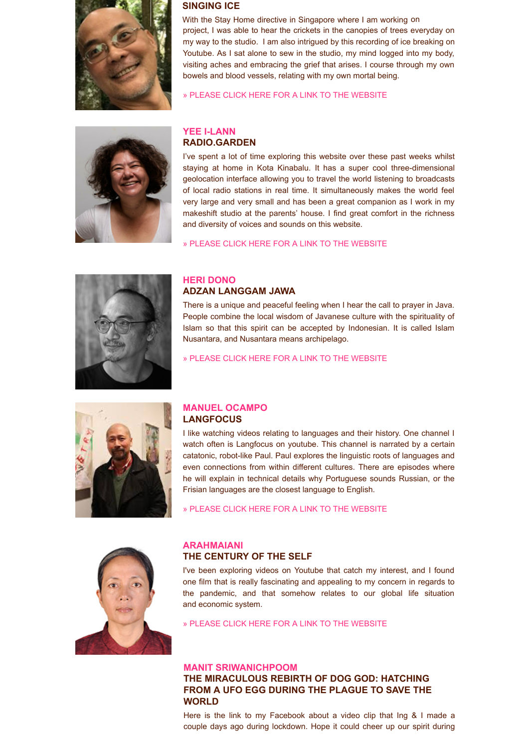### SINGING ICE

With the Stay Home directive in Singapore where I am working on project, I was able to hear the crickets in the canopies of trees everyday on my way to the studio. I am also intrigued by this recording of ice breaking on Youtube. As I sat alone to sew in the studio, my mind logged into my body, visiting aches and embracing the grief that arises. I course through my own bowels and blood vessels, relating with my own mortal being.

» PLEASE CLICK HERE FOR A LINK TO THE WEBSITE

## YEE I-LANN
### RADIO.GARDEN

I've spent a lot of time exploring this website over these past weeks whilst staying at home in Kota Kinabalu. It has a super cool three-dimensional geolocation interface allowing you to travel the world listening to broadcasts of local radio stations in real time. It simultaneously makes the world feel very large and very small and has been a great companion as I work in my makeshift studio at the parents' house. I find great comfort in the richness and diversity of voices and sounds on this website.

» PLEASE CLICK HERE FOR A LINK TO THE WEBSITE

## HERI DONO
### ADZAN LANGGAM JAWA

There is a unique and peaceful feeling when I hear the call to prayer in Java. People combine the local wisdom of Javanese culture with the spirituality of Islam so that this spirit can be accepted by Indonesian. It is called Islam Nusantara, and Nusantara means archipelago.

» PLEASE CLICK HERE FOR A LINK TO THE WEBSITE

## MANUEL OCAMPO
### LANGFOCUS

I like watching videos relating to languages and their history. One channel I watch often is Langfocus on youtube. This channel is narrated by a certain catatonic, robot-like Paul. Paul explores the linguistic roots of languages and even connections from within different cultures. There are episodes where he will explain in technical details why Portuguese sounds Russian, or the Frisian languages are the closest language to English.

» PLEASE CLICK HERE FOR A LINK TO THE WEBSITE

## ARAHMAIANI
### THE CENTURY OF THE SELF

I've been exploring videos on Youtube that catch my interest, and I found one film that is really fascinating and appealing to my concern in regards to the pandemic, and that somehow relates to our global life situation and economic system.

» PLEASE CLICK HERE FOR A LINK TO THE WEBSITE

## MANIT SRIWANICHPOOM
### THE MIRACULOUS REBIRTH OF DOG GOD: HATCHING FROM A UFO EGG DURING THE PLAGUE TO SAVE THE WORLD

Here is the link to my Facebook about a video clip that Ing & I made a couple days ago during lockdown. Hope it could cheer up our spirit during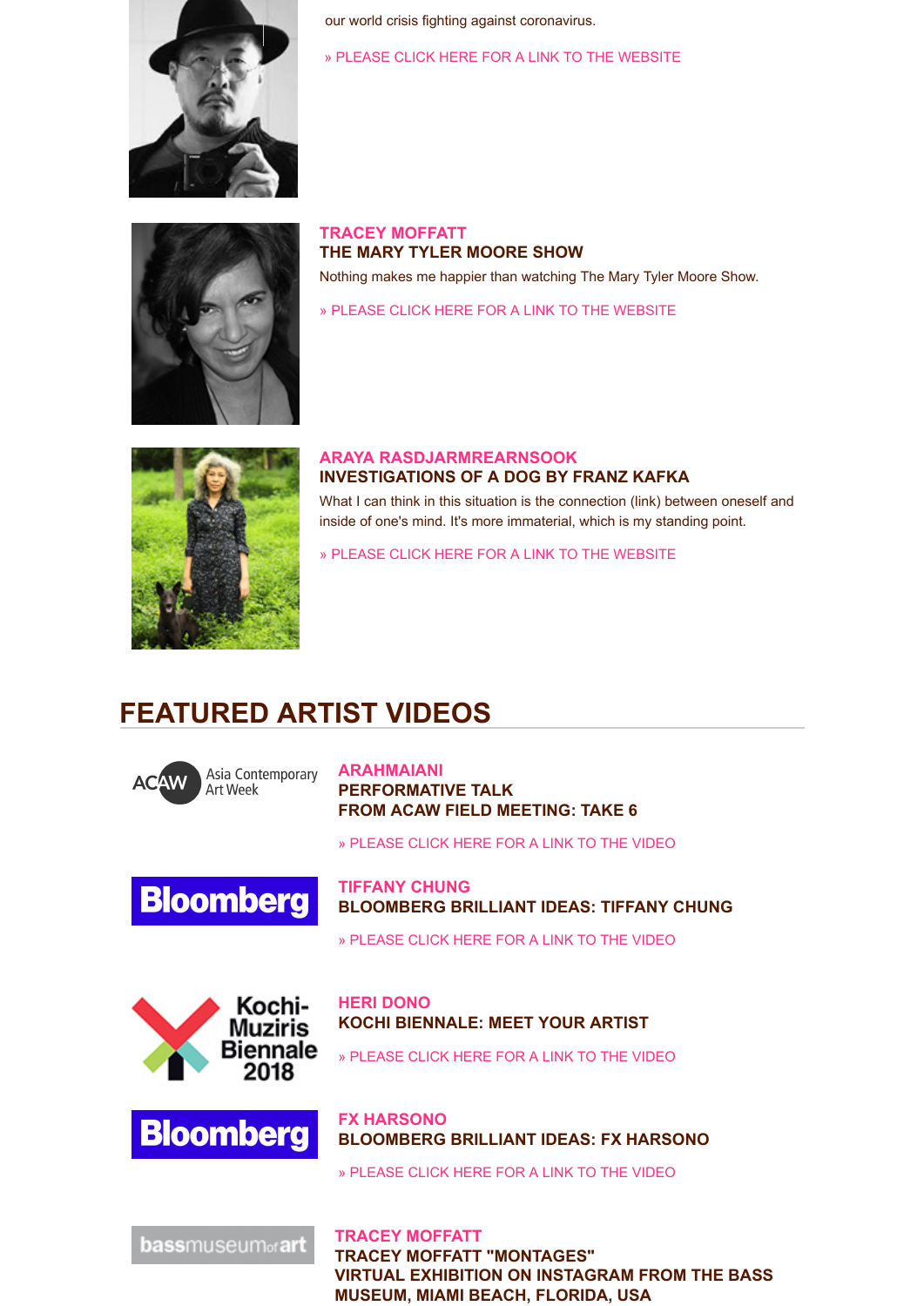our world crisis fighting against coronavirus.

» PLEASE CLICK HERE FOR A LINK TO THE WEBSITE

**TRACEY MOFFATT**
**THE MARY TYLER MOORE SHOW**

Nothing makes me happier than watching The Mary Tyler Moore Show.

» PLEASE CLICK HERE FOR A LINK TO THE WEBSITE

**ARAYA RASDJARMREARNSOOK**
**INVESTIGATIONS OF A DOG BY FRANZ KAFKA**

What I can think in this situation is the connection (link) between oneself and inside of one's mind. It's more immaterial, which is my standing point.

» PLEASE CLICK HERE FOR A LINK TO THE WEBSITE

## FEATURED ARTIST VIDEOS

ACAW Asia Contemporary Art Week

**ARAHMAIANI**
**PERFORMATIVE TALK**
**FROM ACAW FIELD MEETING: TAKE 6**

» PLEASE CLICK HERE FOR A LINK TO THE VIDEO

Bloomberg

**TIFFANY CHUNG**
**BLOOMBERG BRILLIANT IDEAS: TIFFANY CHUNG**

» PLEASE CLICK HERE FOR A LINK TO THE VIDEO

Kochi-Muziris Biennale 2018

**HERI DONO**
**KOCHI BIENNALE: MEET YOUR ARTIST**

» PLEASE CLICK HERE FOR A LINK TO THE VIDEO

Bloomberg

**FX HARSONO**
**BLOOMBERG BRILLIANT IDEAS: FX HARSONO**

» PLEASE CLICK HERE FOR A LINK TO THE VIDEO

bassmuseumofart

**TRACEY MOFFATT**
**TRACEY MOFFATT "MONTAGES"**
**VIRTUAL EXHIBITION ON INSTAGRAM FROM THE BASS MUSEUM, MIAMI BEACH, FLORIDA, USA**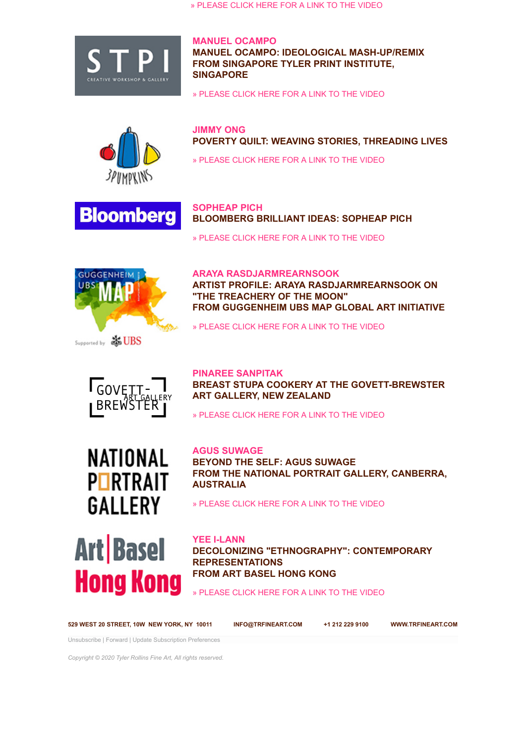» PLEASE CLICK HERE FOR A LINK TO THE VIDEO

**MANUEL OCAMPO**
**MANUEL OCAMPO: IDEOLOGICAL MASH-UP/REMIX FROM SINGAPORE TYLER PRINT INSTITUTE, SINGAPORE**

» PLEASE CLICK HERE FOR A LINK TO THE VIDEO

**JIMMY ONG**
**POVERTY QUILT: WEAVING STORIES, THREADING LIVES**

» PLEASE CLICK HERE FOR A LINK TO THE VIDEO

**SOPHEAP PICH**
**BLOOMBERG BRILLIANT IDEAS: SOPHEAP PICH**

» PLEASE CLICK HERE FOR A LINK TO THE VIDEO

**ARAYA RASDJARMREARNSOOK**
**ARTIST PROFILE: ARAYA RASDJARMREARNSOOK ON "THE TREACHERY OF THE MOON" FROM GUGGENHEIM UBS MAP GLOBAL ART INITIATIVE**

» PLEASE CLICK HERE FOR A LINK TO THE VIDEO

**PINAREE SANPITAK**
**BREAST STUPA COOKERY AT THE GOVETT-BREWSTER ART GALLERY, NEW ZEALAND**

» PLEASE CLICK HERE FOR A LINK TO THE VIDEO

**AGUS SUWAGE**
**BEYOND THE SELF: AGUS SUWAGE FROM THE NATIONAL PORTRAIT GALLERY, CANBERRA, AUSTRALIA**

» PLEASE CLICK HERE FOR A LINK TO THE VIDEO

**YEE I-LANN**
**DECOLONIZING "ETHNOGRAPHY": CONTEMPORARY REPRESENTATIONS FROM ART BASEL HONG KONG**

» PLEASE CLICK HERE FOR A LINK TO THE VIDEO

**529 WEST 20 STREET, 10W NEW YORK, NY 10011** | **INFO@TRFINEART.COM** | **+1 212 229 9100** | **WWW.TRFINEART.COM**

Unsubscribe | Forward | Update Subscription Preferences

*Copyright © 2020 Tyler Rollins Fine Art, All rights reserved.*